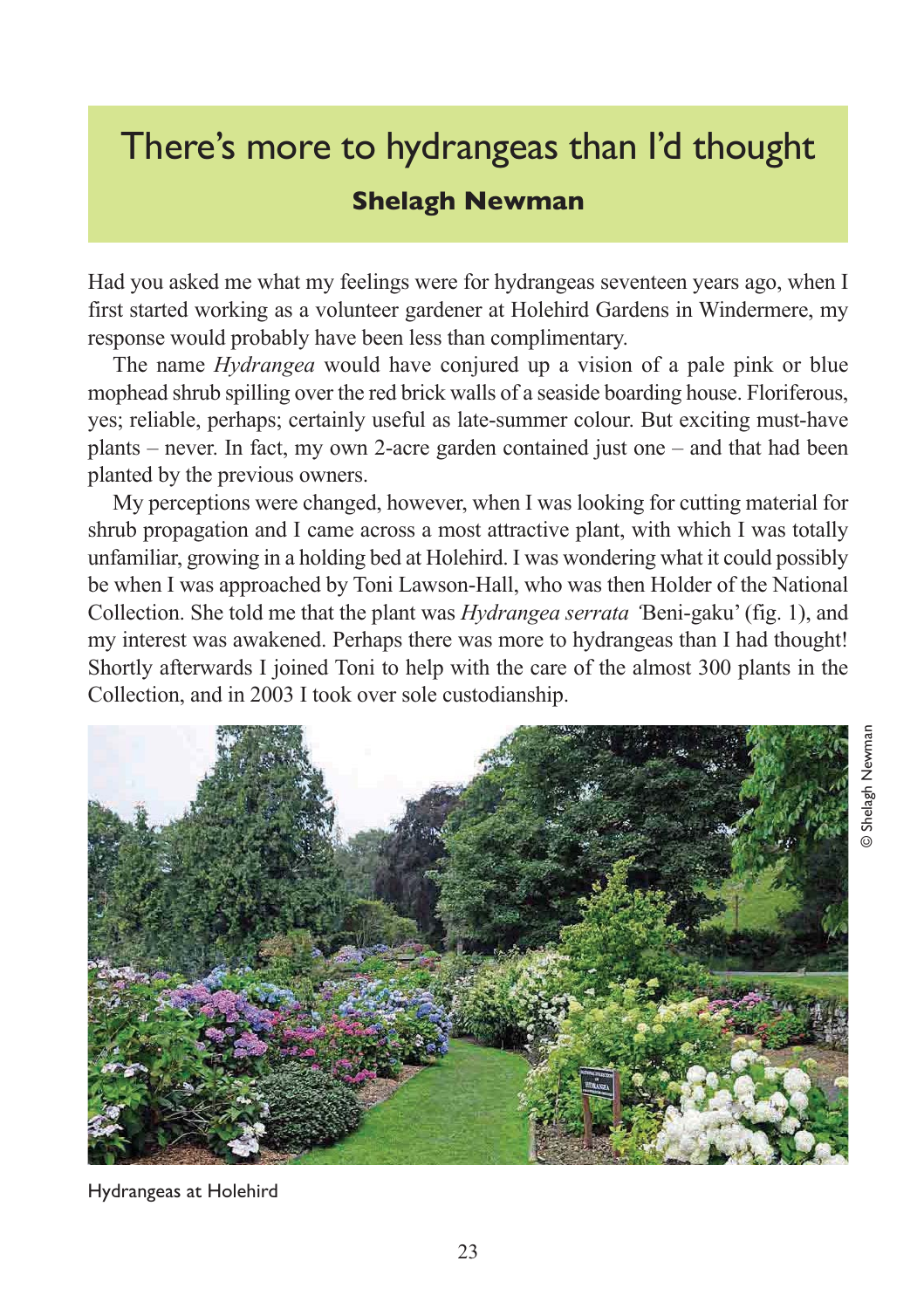# There's more to hydrangeas than I'd thought

**Shelagh Newman**

Had you asked me what my feelings were for hydrangeas seventeen years ago, when I first started working as a volunteer gardener at Holehird Gardens in Windermere, my response would probably have been less than complimentary.

The name *Hydrangea* would have conjured up a vision of a pale pink or blue mophead shrub spilling over the red brick walls of a seaside boarding house. Floriferous, yes; reliable, perhaps; certainly useful as late-summer colour. But exciting must-have plants – never. In fact, my own 2-acre garden contained just one – and that had been planted by the previous owners.

My perceptions were changed, however, when I was looking for cutting material for shrub propagation and I came across a most attractive plant, with which I was totally unfamiliar, growing in a holding bed at Holehird. I was wondering what it could possibly be when I was approached by Toni Lawson-Hall, who was then Holder of the National Collection. She told me that the plant was *Hydrangea serrata* 'Beni-gaku' (fig. 1), and my interest was awakened. Perhaps there was more to hydrangeas than I had thought! Shortly afterwards I joined Toni to help with the care of the almost 300 plants in the Collection, and in 2003 I took over sole custodianship.

© Shelagh Newman

Hydrangeas at Holehird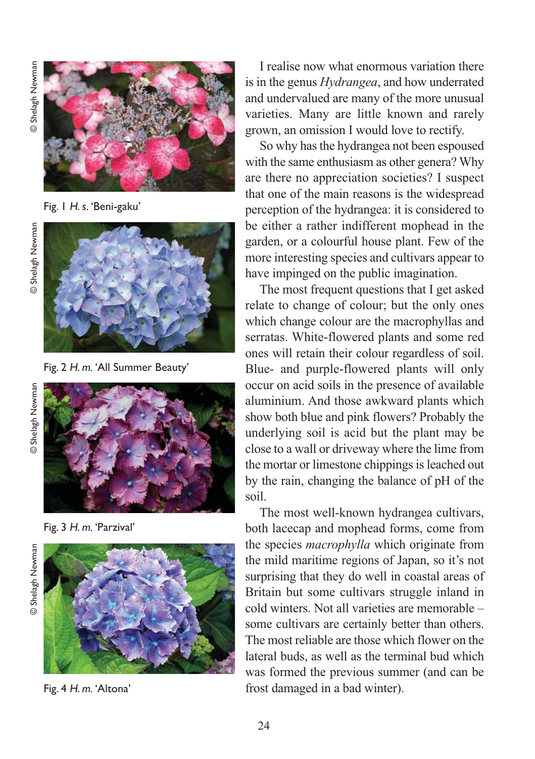Fig. 1 *H. s.* 'Beni-gaku'

Fig. 2 *H. m.* 'All Summer Beauty'

Fig. 3 *H. m.* 'Parzival'

Fig. 4 *H. m.* 'Altona'

I realise now what enormous variation there is in the genus *Hydrangea*, and how underrated and undervalued are many of the more unusual varieties. Many are little known and rarely grown, an omission I would love to rectify.

So why has the hydrangea not been espoused with the same enthusiasm as other genera? Why are there no appreciation societies? I suspect that one of the main reasons is the widespread perception of the hydrangea: it is considered to be either a rather indifferent mophead in the garden, or a colourful house plant. Few of the more interesting species and cultivars appear to have impinged on the public imagination.

The most frequent questions that I get asked relate to change of colour; but the only ones which change colour are the macrophyllas and serratas. White-flowered plants and some red ones will retain their colour regardless of soil. Blue- and purple-flowered plants will only occur on acid soils in the presence of available aluminium. And those awkward plants which show both blue and pink flowers? Probably the underlying soil is acid but the plant may be close to a wall or driveway where the lime from the mortar or limestone chippings is leached out by the rain, changing the balance of pH of the soil.

The most well-known hydrangea cultivars, both lacecap and mophead forms, come from the species *macrophylla* which originate from the mild maritime regions of Japan, so it's not surprising that they do well in coastal areas of Britain but some cultivars struggle inland in cold winters. Not all varieties are memorable – some cultivars are certainly better than others. The most reliable are those which flower on the lateral buds, as well as the terminal bud which was formed the previous summer (and can be frost damaged in a bad winter).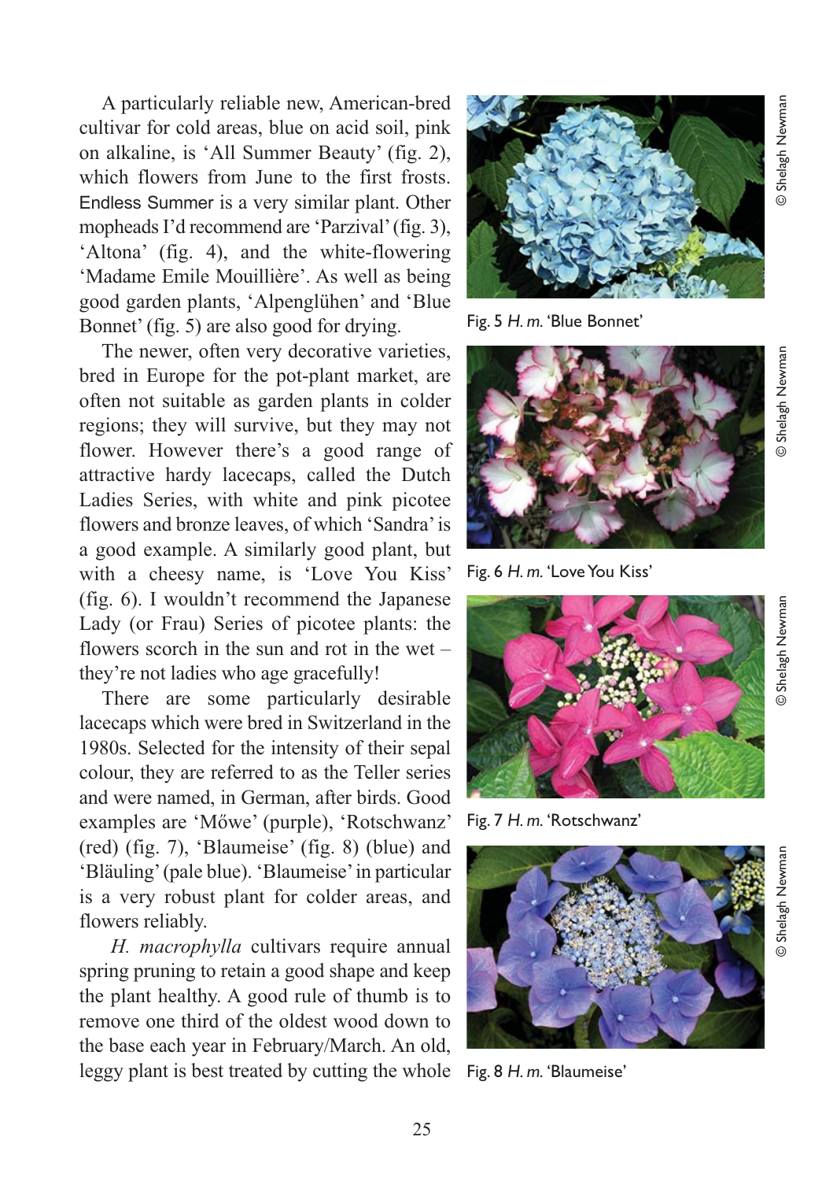A particularly reliable new, American-bred cultivar for cold areas, blue on acid soil, pink on alkaline, is 'All Summer Beauty' (fig. 2), which flowers from June to the first frosts. Endless Summer is a very similar plant. Other mopheads I'd recommend are 'Parzival' (fig. 3), 'Altona' (fig. 4), and the white-flowering 'Madame Emile Mouillière'. As well as being good garden plants, 'Alpenglühen' and 'Blue Bonnet' (fig. 5) are also good for drying.

The newer, often very decorative varieties, bred in Europe for the pot-plant market, are often not suitable as garden plants in colder regions; they will survive, but they may not flower. However there's a good range of attractive hardy lacecaps, called the Dutch Ladies Series, with white and pink picotee flowers and bronze leaves, of which 'Sandra' is a good example. A similarly good plant, but with a cheesy name, is 'Love You Kiss' (fig. 6). I wouldn't recommend the Japanese Lady (or Frau) Series of picotee plants: the flowers scorch in the sun and rot in the wet – they're not ladies who age gracefully!

There are some particularly desirable lacecaps which were bred in Switzerland in the 1980s. Selected for the intensity of their sepal colour, they are referred to as the Teller series and were named, in German, after birds. Good examples are 'Mőwe' (purple), 'Rotschwanz' (red) (fig. 7), 'Blaumeise' (fig. 8) (blue) and 'Bläuling' (pale blue). 'Blaumeise' in particular is a very robust plant for colder areas, and flowers reliably.

*H. macrophylla* cultivars require annual spring pruning to retain a good shape and keep the plant healthy. A good rule of thumb is to remove one third of the oldest wood down to the base each year in February/March. An old, leggy plant is best treated by cutting the whole

© Shelagh Newman

Fig. 5 *H. m.* 'Blue Bonnet'

© Shelagh Newman

Fig. 6 *H. m.* 'Love You Kiss'

© Shelagh Newman

Fig. 7 *H. m.* 'Rotschwanz'

© Shelagh Newman

Fig. 8 *H. m.* 'Blaumeise'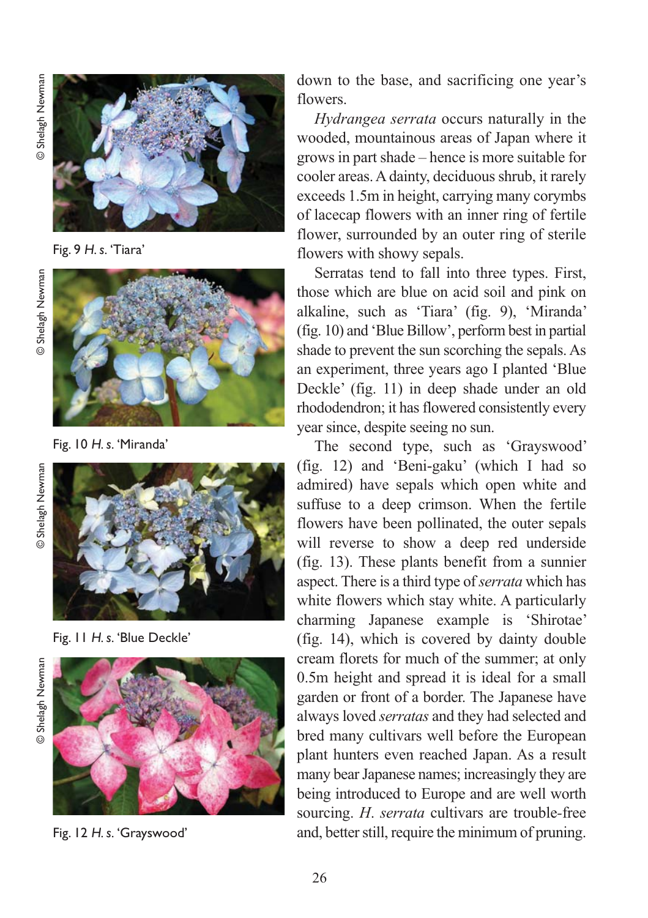Fig. 9 *H. s.* 'Tiara'

Fig. 10 *H. s.* 'Miranda'

Fig. 11 *H. s.* 'Blue Deckle'

Fig. 12 *H. s.* 'Grayswood'

down to the base, and sacrificing one year's flowers.

*Hydrangea serrata* occurs naturally in the wooded, mountainous areas of Japan where it grows in part shade – hence is more suitable for cooler areas. A dainty, deciduous shrub, it rarely exceeds 1.5m in height, carrying many corymbs of lacecap flowers with an inner ring of fertile flower, surrounded by an outer ring of sterile flowers with showy sepals.

Serratas tend to fall into three types. First, those which are blue on acid soil and pink on alkaline, such as 'Tiara' (fig. 9), 'Miranda' (fig. 10) and 'Blue Billow', perform best in partial shade to prevent the sun scorching the sepals. As an experiment, three years ago I planted 'Blue Deckle' (fig. 11) in deep shade under an old rhododendron; it has flowered consistently every year since, despite seeing no sun.

The second type, such as 'Grayswood' (fig. 12) and 'Beni-gaku' (which I had so admired) have sepals which open white and suffuse to a deep crimson. When the fertile flowers have been pollinated, the outer sepals will reverse to show a deep red underside (fig. 13). These plants benefit from a sunnier aspect. There is a third type of *serrata* which has white flowers which stay white. A particularly charming Japanese example is 'Shirotae' (fig. 14), which is covered by dainty double cream florets for much of the summer; at only 0.5m height and spread it is ideal for a small garden or front of a border. The Japanese have always loved *serratas* and they had selected and bred many cultivars well before the European plant hunters even reached Japan. As a result many bear Japanese names; increasingly they are being introduced to Europe and are well worth sourcing. *H. serrata* cultivars are trouble-free and, better still, require the minimum of pruning.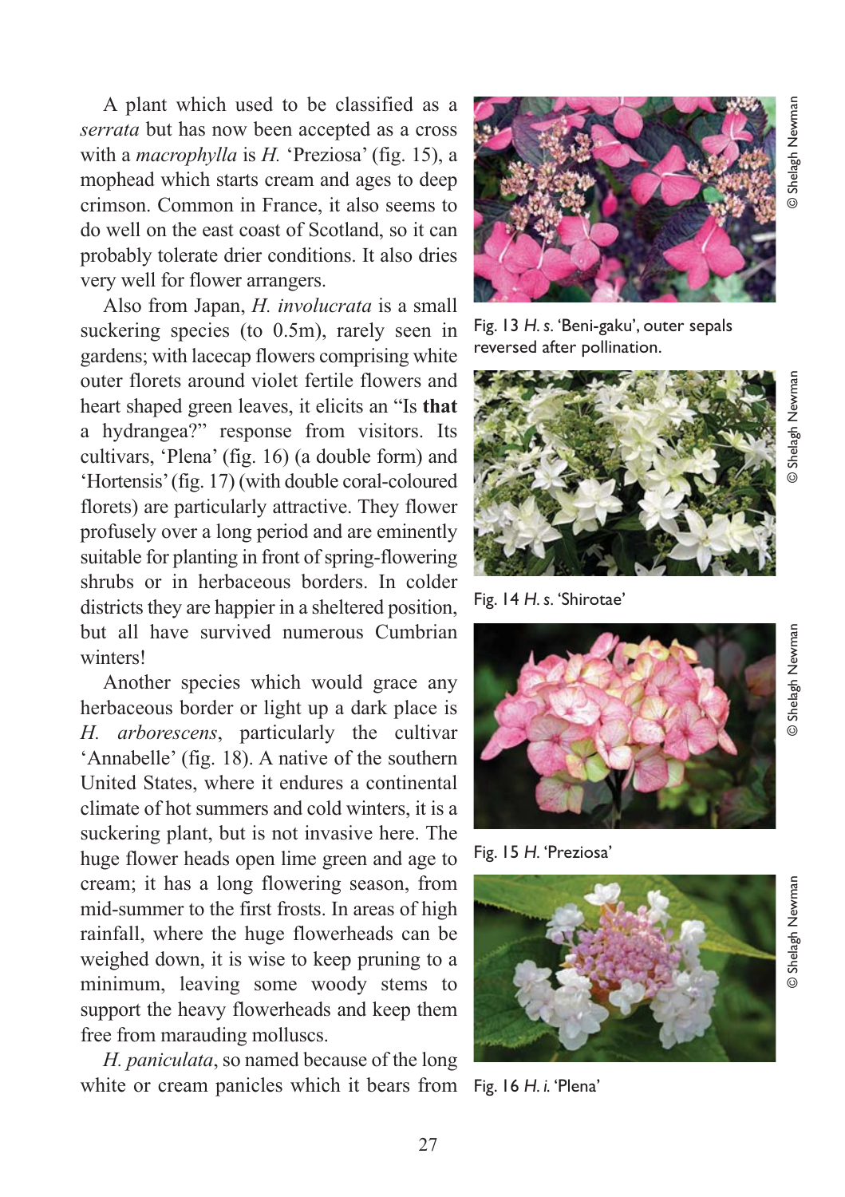A plant which used to be classified as a *serrata* but has now been accepted as a cross with a *macrophylla* is *H.* 'Preziosa' (fig. 15), a mophead which starts cream and ages to deep crimson. Common in France, it also seems to do well on the east coast of Scotland, so it can probably tolerate drier conditions. It also dries very well for flower arrangers.

Also from Japan, *H. involucrata* is a small suckering species (to 0.5m), rarely seen in gardens; with lacecap flowers comprising white outer florets around violet fertile flowers and heart shaped green leaves, it elicits an "Is **that** a hydrangea?" response from visitors. Its cultivars, 'Plena' (fig. 16) (a double form) and 'Hortensis' (fig. 17) (with double coral-coloured florets) are particularly attractive. They flower profusely over a long period and are eminently suitable for planting in front of spring-flowering shrubs or in herbaceous borders. In colder districts they are happier in a sheltered position, but all have survived numerous Cumbrian winters!

Another species which would grace any herbaceous border or light up a dark place is *H. arborescens*, particularly the cultivar 'Annabelle' (fig. 18). A native of the southern United States, where it endures a continental climate of hot summers and cold winters, it is a suckering plant, but is not invasive here. The huge flower heads open lime green and age to cream; it has a long flowering season, from mid-summer to the first frosts. In areas of high rainfall, where the huge flowerheads can be weighed down, it is wise to keep pruning to a minimum, leaving some woody stems to support the heavy flowerheads and keep them free from marauding molluscs.

*H. paniculata*, so named because of the long white or cream panicles which it bears from

Fig. 13 *H. s.* 'Beni-gaku', outer sepals reversed after pollination. © Shelagh Newman

Fig. 14 *H. s.* 'Shirotae' © Shelagh Newman

Fig. 15 *H.* 'Preziosa' © Shelagh Newman

Fig. 16 *H. i.* 'Plena' © Shelagh Newman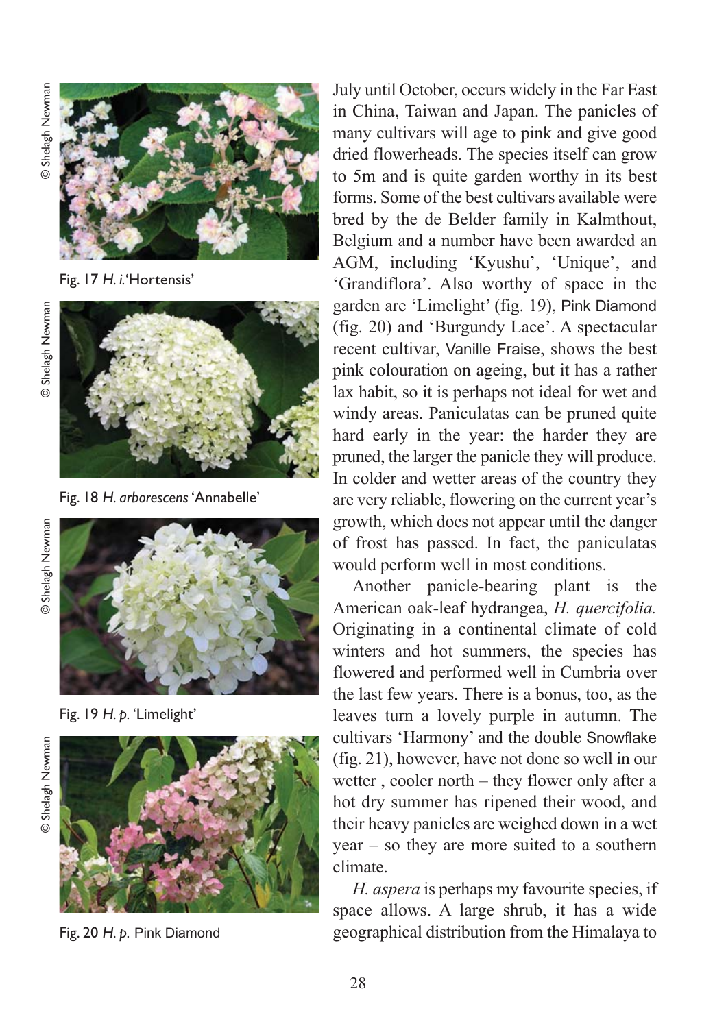Fig. 17 *H. i.* 'Hortensis'

Fig. 18 *H. arborescens* 'Annabelle'

Fig. 19 *H. p.* 'Limelight'

Fig. 20 *H. p.* Pink Diamond

July until October, occurs widely in the Far East in China, Taiwan and Japan. The panicles of many cultivars will age to pink and give good dried flowerheads. The species itself can grow to 5m and is quite garden worthy in its best forms. Some of the best cultivars available were bred by the de Belder family in Kalmthout, Belgium and a number have been awarded an AGM, including 'Kyushu', 'Unique', and 'Grandiflora'. Also worthy of space in the garden are 'Limelight' (fig. 19), Pink Diamond (fig. 20) and 'Burgundy Lace'. A spectacular recent cultivar, Vanille Fraise, shows the best pink colouration on ageing, but it has a rather lax habit, so it is perhaps not ideal for wet and windy areas. Paniculatas can be pruned quite hard early in the year: the harder they are pruned, the larger the panicle they will produce. In colder and wetter areas of the country they are very reliable, flowering on the current year's growth, which does not appear until the danger of frost has passed. In fact, the paniculatas would perform well in most conditions.

Another panicle-bearing plant is the American oak-leaf hydrangea, *H. quercifolia.* Originating in a continental climate of cold winters and hot summers, the species has flowered and performed well in Cumbria over the last few years. There is a bonus, too, as the leaves turn a lovely purple in autumn. The cultivars 'Harmony' and the double Snowflake (fig. 21), however, have not done so well in our wetter , cooler north – they flower only after a hot dry summer has ripened their wood, and their heavy panicles are weighed down in a wet year – so they are more suited to a southern climate.

*H. aspera* is perhaps my favourite species, if space allows. A large shrub, it has a wide geographical distribution from the Himalaya to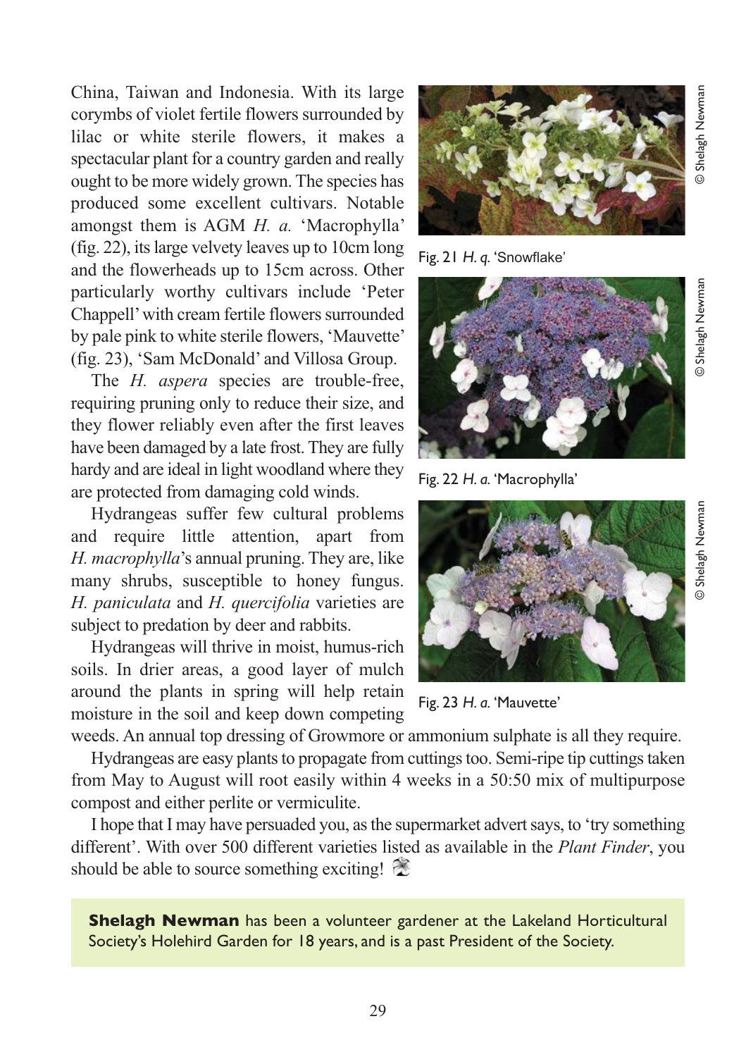China, Taiwan and Indonesia. With its large corymbs of violet fertile flowers surrounded by lilac or white sterile flowers, it makes a spectacular plant for a country garden and really ought to be more widely grown. The species has produced some excellent cultivars. Notable amongst them is AGM *H. a.* 'Macrophylla' (fig. 22), its large velvety leaves up to 10cm long and the flowerheads up to 15cm across. Other particularly worthy cultivars include 'Peter Chappell' with cream fertile flowers surrounded by pale pink to white sterile flowers, 'Mauvette' (fig. 23), 'Sam McDonald' and Villosa Group.

The *H. aspera* species are trouble-free, requiring pruning only to reduce their size, and they flower reliably even after the first leaves have been damaged by a late frost. They are fully hardy and are ideal in light woodland where they are protected from damaging cold winds.

Hydrangeas suffer few cultural problems and require little attention, apart from *H. macrophylla*'s annual pruning. They are, like many shrubs, susceptible to honey fungus. *H. paniculata* and *H. quercifolia* varieties are subject to predation by deer and rabbits.

Hydrangeas will thrive in moist, humus-rich soils. In drier areas, a good layer of mulch around the plants in spring will help retain moisture in the soil and keep down competing weeds. An annual top dressing of Growmore or ammonium sulphate is all they require.

Hydrangeas are easy plants to propagate from cuttings too. Semi-ripe tip cuttings taken from May to August will root easily within 4 weeks in a 50:50 mix of multipurpose compost and either perlite or vermiculite.

I hope that I may have persuaded you, as the supermarket advert says, to 'try something different'. With over 500 different varieties listed as available in the *Plant Finder*, you should be able to source something exciting!

© Shelagh Newman

Fig. 21 *H. q.* 'Snowflake'

© Shelagh Newman

Fig. 22 *H. a.* 'Macrophylla'

© Shelagh Newman

Fig. 23 *H. a.* 'Mauvette'

**Shelagh Newman** has been a volunteer gardener at the Lakeland Horticultural Society's Holehird Garden for 18 years, and is a past President of the Society.